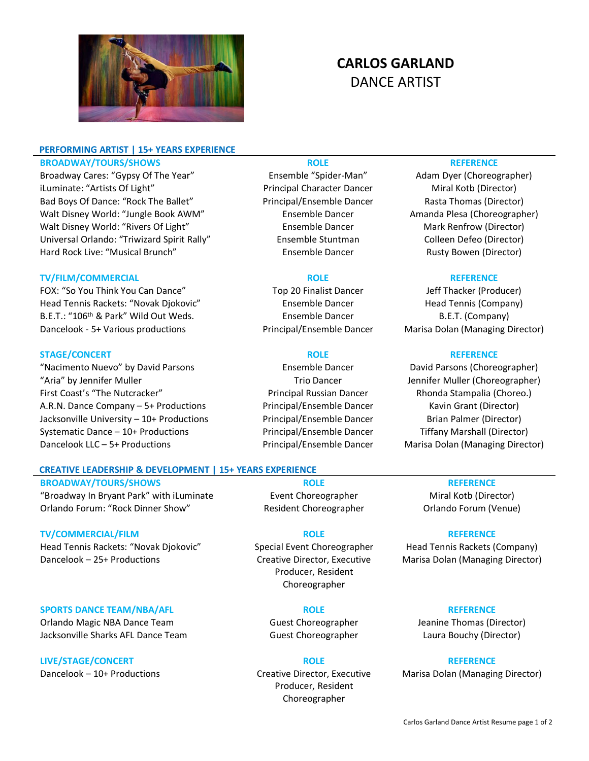# CARLOS GARLAND
DANCE ARTIST

## PERFORMING ARTIST | 15+ YEARS EXPERIENCE

| BROADWAY/TOURS/SHOWS | ROLE | REFERENCE |
|---|---|---|
| Broadway Cares: "Gypsy Of The Year" | Ensemble "Spider-Man" | Adam Dyer (Choreographer) |
| iLuminate: "Artists Of Light" | Principal Character Dancer | Miral Kotb (Director) |
| Bad Boys Of Dance: "Rock The Ballet" | Principal/Ensemble Dancer | Rasta Thomas (Director) |
| Walt Disney World: "Jungle Book AWM" | Ensemble Dancer | Amanda Plesa (Choreographer) |
| Walt Disney World: "Rivers Of Light" | Ensemble Dancer | Mark Renfrow (Director) |
| Universal Orlando: "Triwizard Spirit Rally" | Ensemble Stuntman | Colleen Defeo (Director) |
| Hard Rock Live: "Musical Brunch" | Ensemble Dancer | Rusty Bowen (Director) |

| TV/FILM/COMMERCIAL | ROLE | REFERENCE |
|---|---|---|
| FOX: "So You Think You Can Dance" | Top 20 Finalist Dancer | Jeff Thacker (Producer) |
| Head Tennis Rackets: "Novak Djokovic" | Ensemble Dancer | Head Tennis (Company) |
| B.E.T.: "106th & Park" Wild Out Weds. | Ensemble Dancer | B.E.T. (Company) |
| Dancelook - 5+ Various productions | Principal/Ensemble Dancer | Marisa Dolan (Managing Director) |

| STAGE/CONCERT | ROLE | REFERENCE |
|---|---|---|
| "Nacimento Nuevo" by David Parsons | Ensemble Dancer | David Parsons (Choreographer) |
| "Aria" by Jennifer Muller | Trio Dancer | Jennifer Muller (Choreographer) |
| First Coast's "The Nutcracker" | Principal Russian Dancer | Rhonda Stampalia (Choreo.) |
| A.R.N. Dance Company – 5+ Productions | Principal/Ensemble Dancer | Kavin Grant (Director) |
| Jacksonville University – 10+ Productions | Principal/Ensemble Dancer | Brian Palmer (Director) |
| Systematic Dance – 10+ Productions | Principal/Ensemble Dancer | Tiffany Marshall (Director) |
| Dancelook LLC – 5+ Productions | Principal/Ensemble Dancer | Marisa Dolan (Managing Director) |

## CREATIVE LEADERSHIP & DEVELOPMENT | 15+ YEARS EXPERIENCE

| BROADWAY/TOURS/SHOWS | ROLE | REFERENCE |
|---|---|---|
| "Broadway In Bryant Park" with iLuminate | Event Choreographer | Miral Kotb (Director) |
| Orlando Forum: "Rock Dinner Show" | Resident Choreographer | Orlando Forum (Venue) |

| TV/COMMERCIAL/FILM | ROLE | REFERENCE |
|---|---|---|
| Head Tennis Rackets: "Novak Djokovic" | Special Event Choreographer | Head Tennis Rackets (Company) |
| Dancelook – 25+ Productions | Creative Director, Executive Producer, Resident Choreographer | Marisa Dolan (Managing Director) |

| SPORTS DANCE TEAM/NBA/AFL | ROLE | REFERENCE |
|---|---|---|
| Orlando Magic NBA Dance Team | Guest Choreographer | Jeanine Thomas (Director) |
| Jacksonville Sharks AFL Dance Team | Guest Choreographer | Laura Bouchy (Director) |

| LIVE/STAGE/CONCERT | ROLE | REFERENCE |
|---|---|---|
| Dancelook – 10+ Productions | Creative Director, Executive Producer, Resident Choreographer | Marisa Dolan (Managing Director) |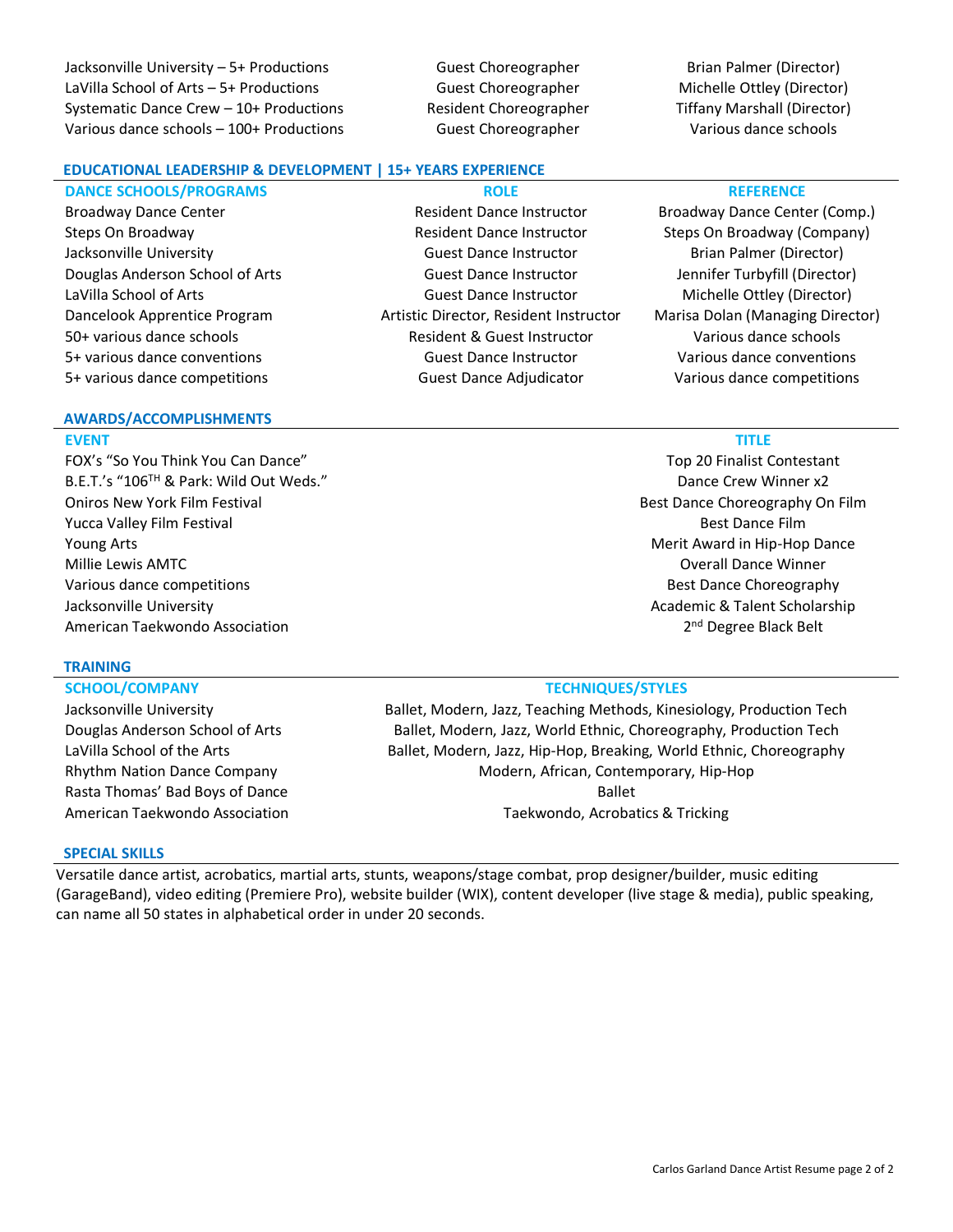| | | |
|---|---|---|
| Jacksonville University – 5+ Productions | Guest Choreographer | Brian Palmer (Director) |
| LaVilla School of Arts – 5+ Productions | Guest Choreographer | Michelle Ottley (Director) |
| Systematic Dance Crew – 10+ Productions | Resident Choreographer | Tiffany Marshall (Director) |
| Various dance schools – 100+ Productions | Guest Choreographer | Various dance schools |

## EDUCATIONAL LEADERSHIP & DEVELOPMENT | 15+ YEARS EXPERIENCE

| DANCE SCHOOLS/PROGRAMS | ROLE | REFERENCE |
|---|---|---|
| Broadway Dance Center | Resident Dance Instructor | Broadway Dance Center (Comp.) |
| Steps On Broadway | Resident Dance Instructor | Steps On Broadway (Company) |
| Jacksonville University | Guest Dance Instructor | Brian Palmer (Director) |
| Douglas Anderson School of Arts | Guest Dance Instructor | Jennifer Turbyfill (Director) |
| LaVilla School of Arts | Guest Dance Instructor | Michelle Ottley (Director) |
| Dancelook Apprentice Program | Artistic Director, Resident Instructor | Marisa Dolan (Managing Director) |
| 50+ various dance schools | Resident & Guest Instructor | Various dance schools |
| 5+ various dance conventions | Guest Dance Instructor | Various dance conventions |
| 5+ various dance competitions | Guest Dance Adjudicator | Various dance competitions |

## AWARDS/ACCOMPLISHMENTS

| EVENT | TITLE |
|---|---|
| FOX's "So You Think You Can Dance" | Top 20 Finalist Contestant |
| B.E.T.'s "106TH & Park: Wild Out Weds." | Dance Crew Winner x2 |
| Oniros New York Film Festival | Best Dance Choreography On Film |
| Yucca Valley Film Festival | Best Dance Film |
| Young Arts | Merit Award in Hip-Hop Dance |
| Millie Lewis AMTC | Overall Dance Winner |
| Various dance competitions | Best Dance Choreography |
| Jacksonville University | Academic & Talent Scholarship |
| American Taekwondo Association | 2nd Degree Black Belt |

## TRAINING

| SCHOOL/COMPANY | TECHNIQUES/STYLES |
|---|---|
| Jacksonville University | Ballet, Modern, Jazz, Teaching Methods, Kinesiology, Production Tech |
| Douglas Anderson School of Arts | Ballet, Modern, Jazz, World Ethnic, Choreography, Production Tech |
| LaVilla School of the Arts | Ballet, Modern, Jazz, Hip-Hop, Breaking, World Ethnic, Choreography |
| Rhythm Nation Dance Company | Modern, African, Contemporary, Hip-Hop |
| Rasta Thomas' Bad Boys of Dance | Ballet |
| American Taekwondo Association | Taekwondo, Acrobatics & Tricking |

## SPECIAL SKILLS

Versatile dance artist, acrobatics, martial arts, stunts, weapons/stage combat, prop designer/builder, music editing (GarageBand), video editing (Premiere Pro), website builder (WIX), content developer (live stage & media), public speaking, can name all 50 states in alphabetical order in under 20 seconds.